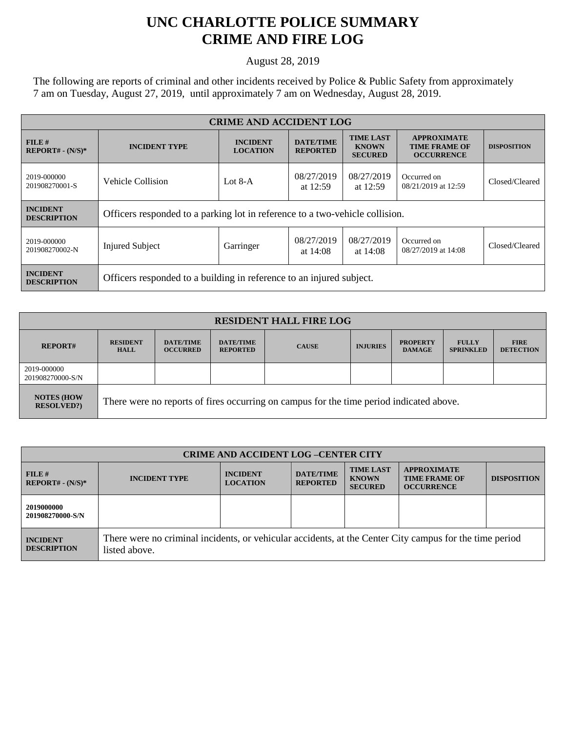# UNC CHARLOTTE POLICE SUMMARY
# CRIME AND FIRE LOG

August 28, 2019

The following are reports of criminal and other incidents received by Police & Public Safety from approximately 7 am on Tuesday, August 27, 2019, until approximately 7 am on Wednesday, August 28, 2019.

| CRIME AND ACCIDENT LOG | | | | | | |
|---|---|---|---|---|---|---|
| FILE # REPORT# - (N/S)* | INCIDENT TYPE | INCIDENT LOCATION | DATE/TIME REPORTED | TIME LAST KNOWN SECURED | APPROXIMATE TIME FRAME OF OCCURRENCE | DISPOSITION |
| 2019-000000 201908270001-S | Vehicle Collision | Lot 8-A | 08/27/2019 at 12:59 | 08/27/2019 at 12:59 | Occurred on 08/21/2019 at 12:59 | Closed/Cleared |
| INCIDENT DESCRIPTION | Officers responded to a parking lot in reference to a two-vehicle collision. | | | | | |
| 2019-000000 201908270002-N | Injured Subject | Garringer | 08/27/2019 at 14:08 | 08/27/2019 at 14:08 | Occurred on 08/27/2019 at 14:08 | Closed/Cleared |
| INCIDENT DESCRIPTION | Officers responded to a building in reference to an injured subject. | | | | | |

| RESIDENT HALL FIRE LOG | | | | | | | | |
|---|---|---|---|---|---|---|---|---|
| REPORT# | RESIDENT HALL | DATE/TIME OCCURRED | DATE/TIME REPORTED | CAUSE | INJURIES | PROPERTY DAMAGE | FULLY SPRINKLED | FIRE DETECTION |
| 2019-000000 201908270000-S/N | | | | | | | | |
| NOTES (HOW RESOLVED?) | There were no reports of fires occurring on campus for the time period indicated above. | | | | | | | |

| CRIME AND ACCIDENT LOG –CENTER CITY | | | | | | |
|---|---|---|---|---|---|---|
| FILE # REPORT# - (N/S)* | INCIDENT TYPE | INCIDENT LOCATION | DATE/TIME REPORTED | TIME LAST KNOWN SECURED | APPROXIMATE TIME FRAME OF OCCURRENCE | DISPOSITION |
| 2019000000 201908270000-S/N | | | | | | |
| INCIDENT DESCRIPTION | There were no criminal incidents, or vehicular accidents, at the Center City campus for the time period listed above. | | | | | |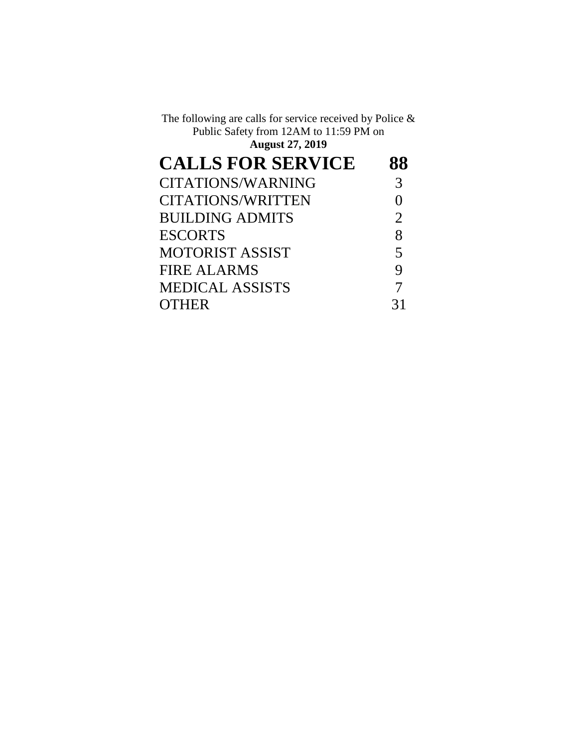The following are calls for service received by Police & Public Safety from 12AM to 11:59 PM on

**August 27, 2019**

| | |
|---|---|
| **CALLS FOR SERVICE** | **88** |
| CITATIONS/WARNING | 3 |
| CITATIONS/WRITTEN | 0 |
| BUILDING ADMITS | 2 |
| ESCORTS | 8 |
| MOTORIST ASSIST | 5 |
| FIRE ALARMS | 9 |
| MEDICAL ASSISTS | 7 |
| OTHER | 31 |